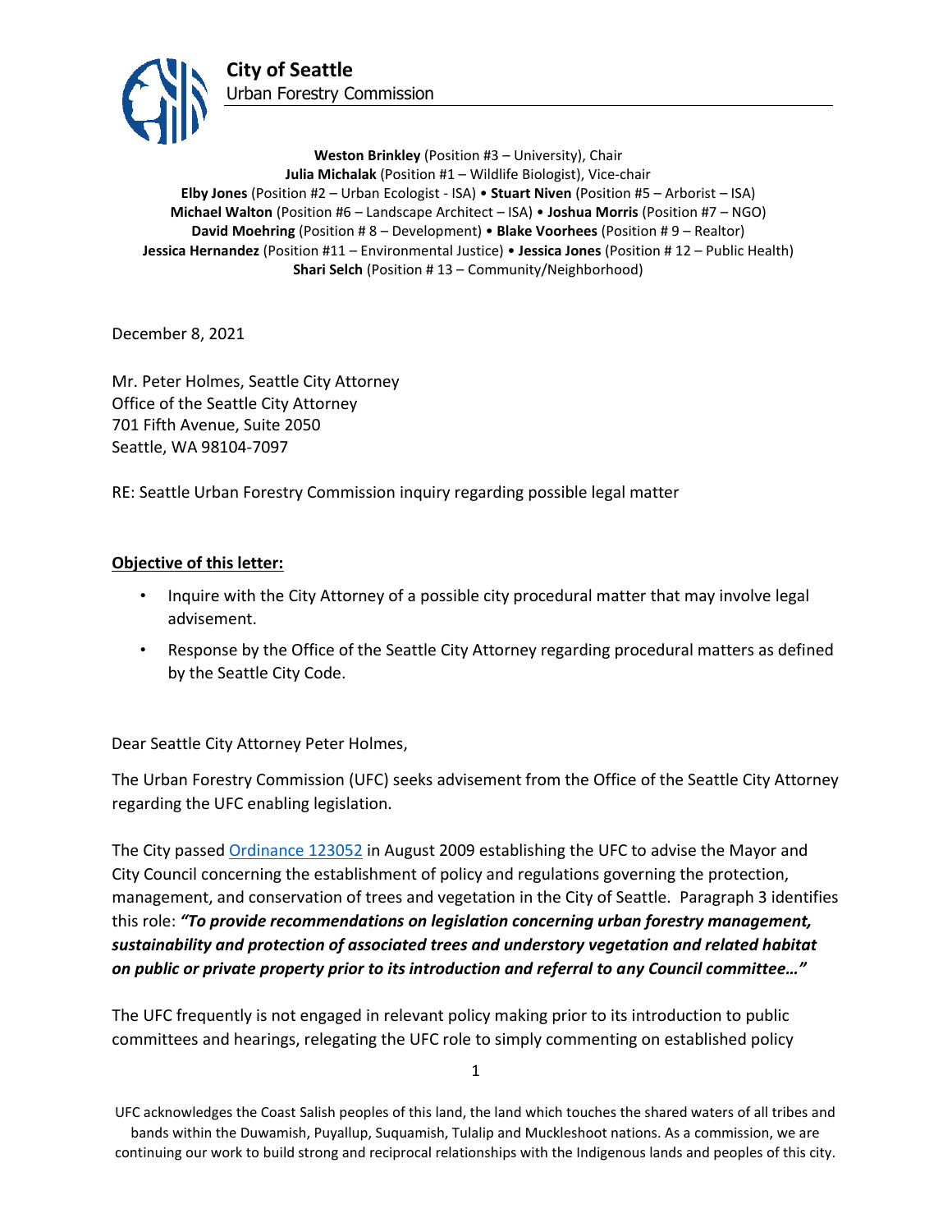**City of Seattle**
Urban Forestry Commission

**Weston Brinkley** (Position #3 – University), Chair
**Julia Michalak** (Position #1 – Wildlife Biologist), Vice-chair
**Elby Jones** (Position #2 – Urban Ecologist - ISA) • **Stuart Niven** (Position #5 – Arborist – ISA)
**Michael Walton** (Position #6 – Landscape Architect – ISA) • **Joshua Morris** (Position #7 – NGO)
**David Moehring** (Position # 8 – Development) • **Blake Voorhees** (Position # 9 – Realtor)
**Jessica Hernandez** (Position #11 – Environmental Justice) • **Jessica Jones** (Position # 12 – Public Health)
**Shari Selch** (Position # 13 – Community/Neighborhood)

December 8, 2021

Mr. Peter Holmes, Seattle City Attorney
Office of the Seattle City Attorney
701 Fifth Avenue, Suite 2050
Seattle, WA 98104-7097

RE: Seattle Urban Forestry Commission inquiry regarding possible legal matter

**Objective of this letter:**

- Inquire with the City Attorney of a possible city procedural matter that may involve legal advisement.
- Response by the Office of the Seattle City Attorney regarding procedural matters as defined by the Seattle City Code.

Dear Seattle City Attorney Peter Holmes,

The Urban Forestry Commission (UFC) seeks advisement from the Office of the Seattle City Attorney regarding the UFC enabling legislation.

The City passed Ordinance 123052 in August 2009 establishing the UFC to advise the Mayor and City Council concerning the establishment of policy and regulations governing the protection, management, and conservation of trees and vegetation in the City of Seattle. Paragraph 3 identifies this role: ***"To provide recommendations on legislation concerning urban forestry management, sustainability and protection of associated trees and understory vegetation and related habitat on public or private property prior to its introduction and referral to any Council committee…"***

The UFC frequently is not engaged in relevant policy making prior to its introduction to public committees and hearings, relegating the UFC role to simply commenting on established policy

UFC acknowledges the Coast Salish peoples of this land, the land which touches the shared waters of all tribes and bands within the Duwamish, Puyallup, Suquamish, Tulalip and Muckleshoot nations. As a commission, we are continuing our work to build strong and reciprocal relationships with the Indigenous lands and peoples of this city.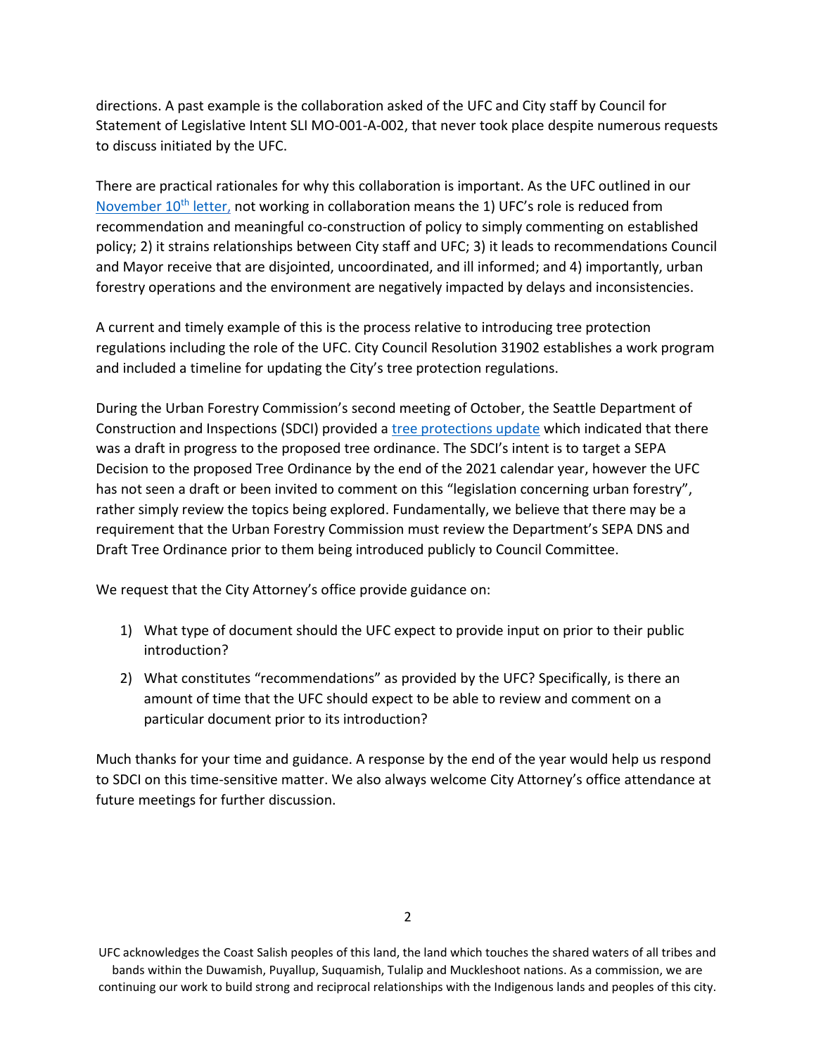directions. A past example is the collaboration asked of the UFC and City staff by Council for Statement of Legislative Intent SLI MO-001-A-002, that never took place despite numerous requests to discuss initiated by the UFC.

There are practical rationales for why this collaboration is important. As the UFC outlined in our November 10th letter, not working in collaboration means the 1) UFC's role is reduced from recommendation and meaningful co-construction of policy to simply commenting on established policy; 2) it strains relationships between City staff and UFC; 3) it leads to recommendations Council and Mayor receive that are disjointed, uncoordinated, and ill informed; and 4) importantly, urban forestry operations and the environment are negatively impacted by delays and inconsistencies.

A current and timely example of this is the process relative to introducing tree protection regulations including the role of the UFC. City Council Resolution 31902 establishes a work program and included a timeline for updating the City's tree protection regulations.

During the Urban Forestry Commission's second meeting of October, the Seattle Department of Construction and Inspections (SDCI) provided a tree protections update which indicated that there was a draft in progress to the proposed tree ordinance. The SDCI's intent is to target a SEPA Decision to the proposed Tree Ordinance by the end of the 2021 calendar year, however the UFC has not seen a draft or been invited to comment on this "legislation concerning urban forestry", rather simply review the topics being explored. Fundamentally, we believe that there may be a requirement that the Urban Forestry Commission must review the Department's SEPA DNS and Draft Tree Ordinance prior to them being introduced publicly to Council Committee.

We request that the City Attorney's office provide guidance on:

1) What type of document should the UFC expect to provide input on prior to their public introduction?
2) What constitutes "recommendations" as provided by the UFC? Specifically, is there an amount of time that the UFC should expect to be able to review and comment on a particular document prior to its introduction?

Much thanks for your time and guidance. A response by the end of the year would help us respond to SDCI on this time-sensitive matter. We also always welcome City Attorney's office attendance at future meetings for further discussion.

UFC acknowledges the Coast Salish peoples of this land, the land which touches the shared waters of all tribes and bands within the Duwamish, Puyallup, Suquamish, Tulalip and Muckleshoot nations. As a commission, we are continuing our work to build strong and reciprocal relationships with the Indigenous lands and peoples of this city.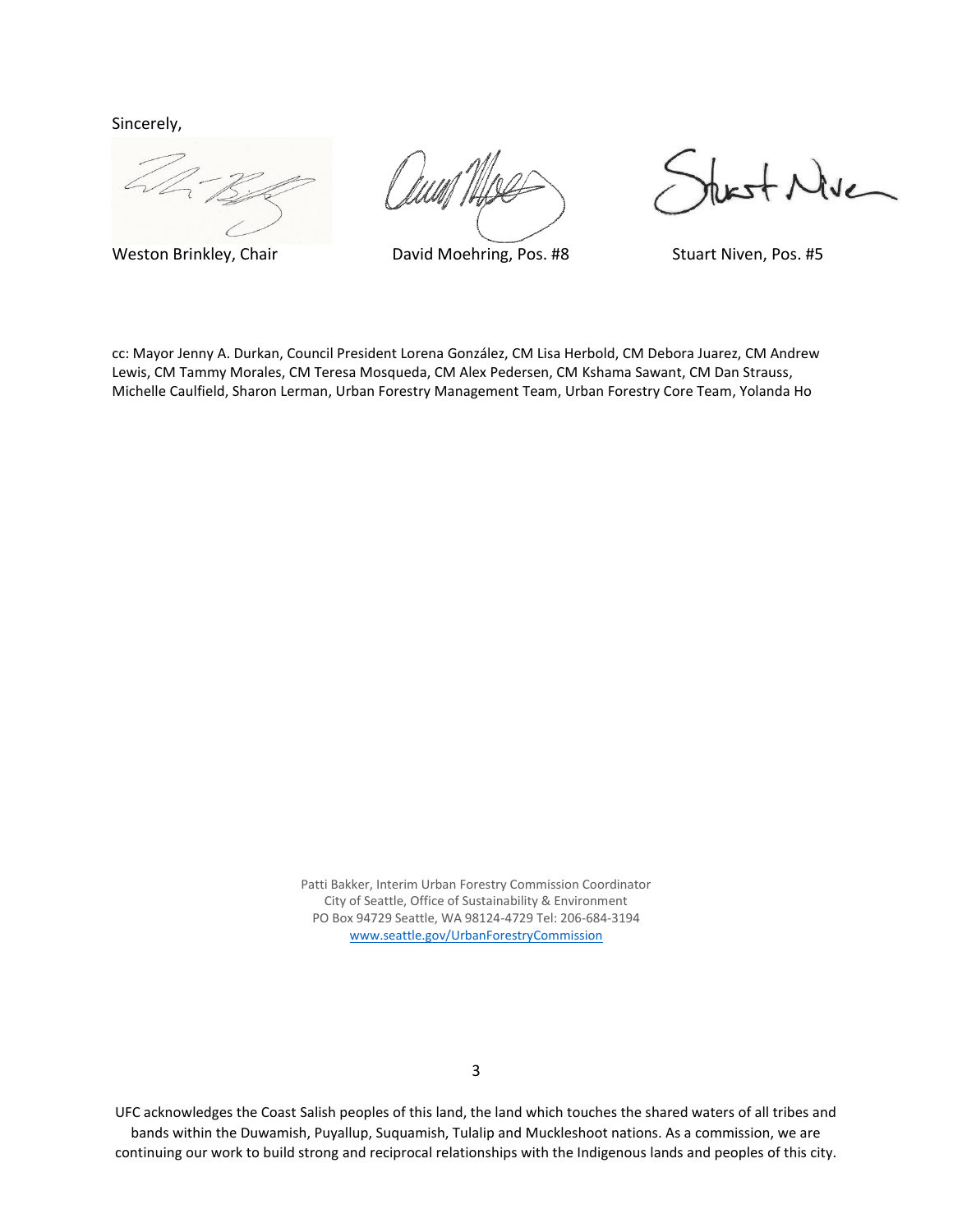Sincerely,

Weston Brinkley, Chair

David Moehring, Pos. #8

Stuart Niven, Pos. #5

cc: Mayor Jenny A. Durkan, Council President Lorena González, CM Lisa Herbold, CM Debora Juarez, CM Andrew Lewis, CM Tammy Morales, CM Teresa Mosqueda, CM Alex Pedersen, CM Kshama Sawant, CM Dan Strauss, Michelle Caulfield, Sharon Lerman, Urban Forestry Management Team, Urban Forestry Core Team, Yolanda Ho

Patti Bakker, Interim Urban Forestry Commission Coordinator
City of Seattle, Office of Sustainability & Environment
PO Box 94729 Seattle, WA 98124-4729 Tel: 206-684-3194
www.seattle.gov/UrbanForestryCommission

UFC acknowledges the Coast Salish peoples of this land, the land which touches the shared waters of all tribes and bands within the Duwamish, Puyallup, Suquamish, Tulalip and Muckleshoot nations. As a commission, we are continuing our work to build strong and reciprocal relationships with the Indigenous lands and peoples of this city.